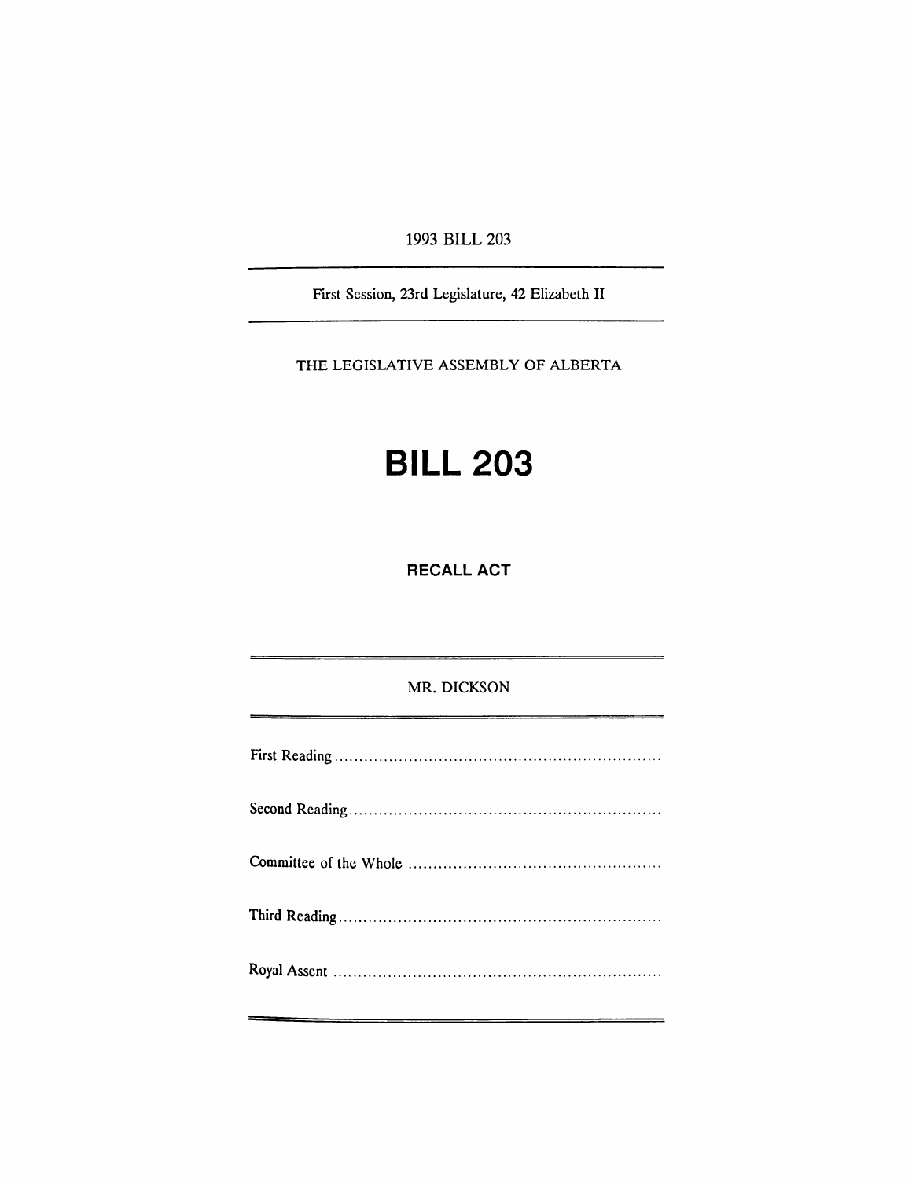1993 BILL 203

First Session, 23rd Legislature, 42 Elizabeth II

THE LEGISLATIVE ASSEMBLY OF ALBERTA

# BILL 203

## RECALL ACT

MR. DICKSON

First Reading ..................................................................

Second Reading ..............................................................

Committee of the Whole ..................................................

Third Reading ................................................................

Royal Assent ..................................................................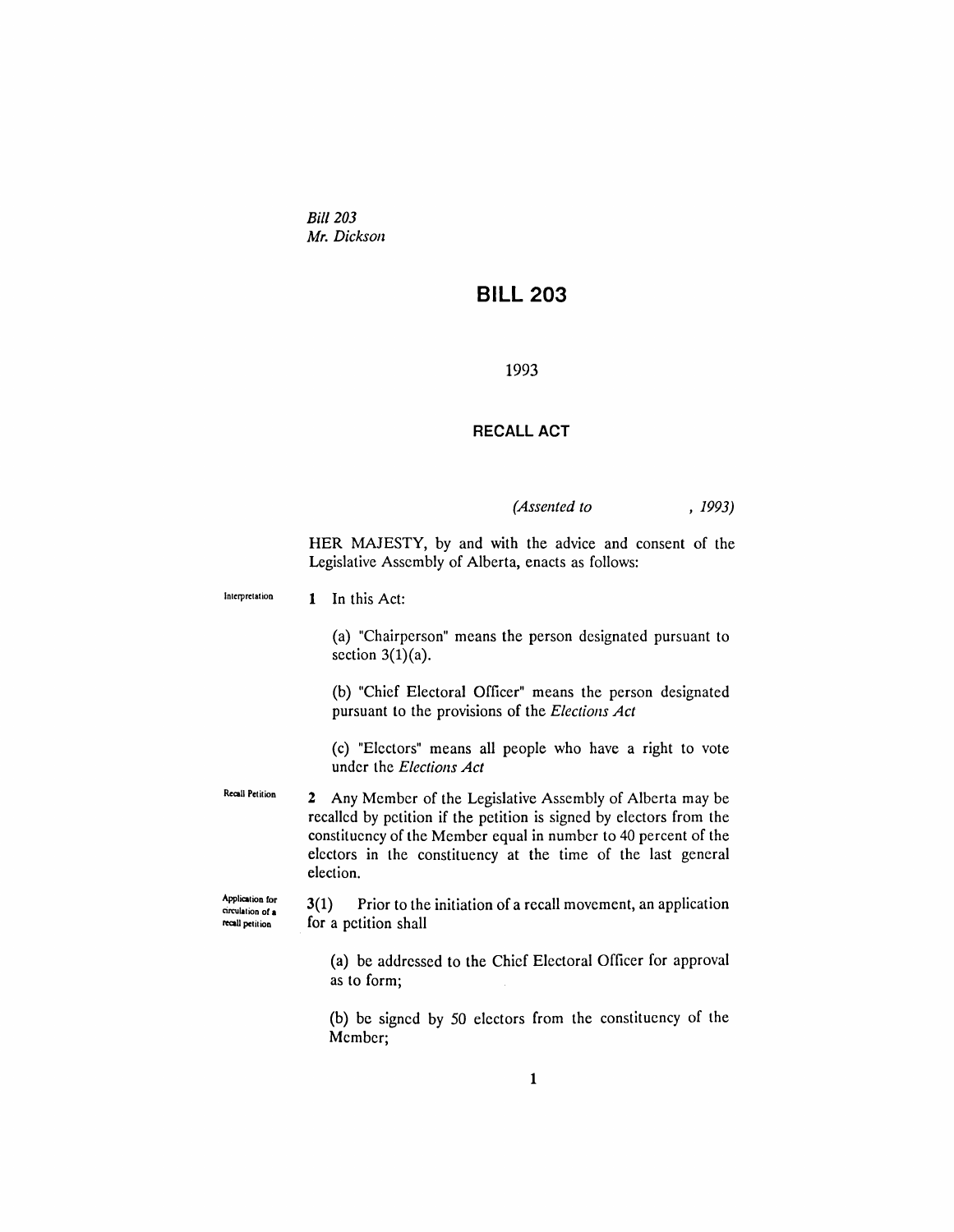*Bill 203*
*Mr. Dickson*

# BILL 203

1993

## RECALL ACT

*(Assented to , 1993)*

HER MAJESTY, by and with the advice and consent of the Legislative Assembly of Alberta, enacts as follows:

Interpretation

**1** In this Act:

(a) "Chairperson" means the person designated pursuant to section 3(1)(a).

(b) "Chief Electoral Officer" means the person designated pursuant to the provisions of the *Elections Act*

(c) "Electors" means all people who have a right to vote under the *Elections Act*

Recall Petition

**2** Any Member of the Legislative Assembly of Alberta may be recalled by petition if the petition is signed by electors from the constituency of the Member equal in number to 40 percent of the electors in the constituency at the time of the last general election.

Application for circulation of a recall petition

**3(1)** Prior to the initiation of a recall movement, an application for a petition shall

(a) be addressed to the Chief Electoral Officer for approval as to form;

(b) be signed by 50 electors from the constituency of the Member;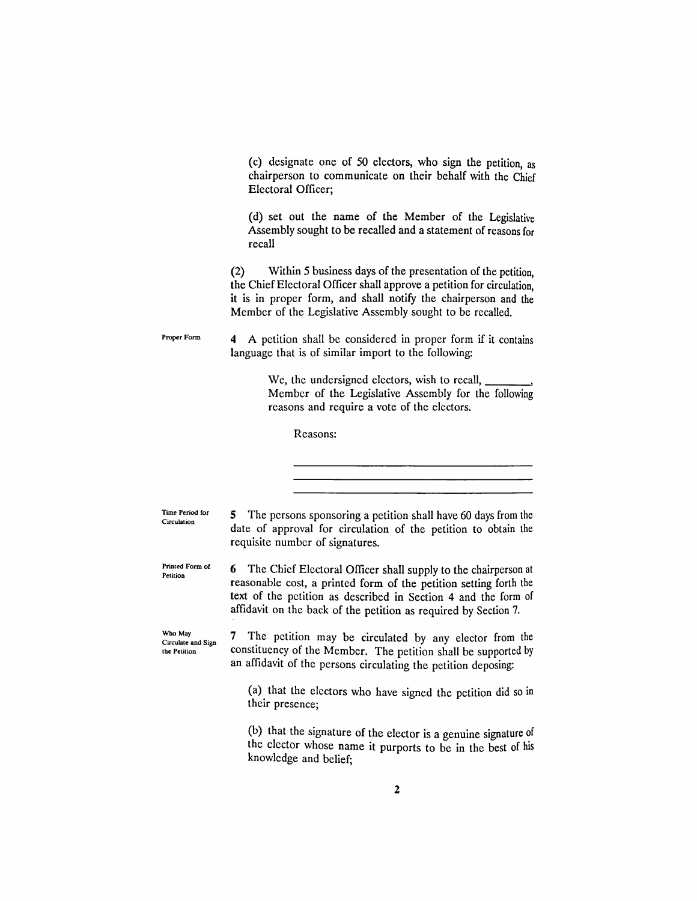(c) designate one of 50 electors, who sign the petition, as chairperson to communicate on their behalf with the Chief Electoral Officer;

(d) set out the name of the Member of the Legislative Assembly sought to be recalled and a statement of reasons for recall

(2) Within 5 business days of the presentation of the petition, the Chief Electoral Officer shall approve a petition for circulation, it is in proper form, and shall notify the chairperson and the Member of the Legislative Assembly sought to be recalled.

**Proper Form**

4 A petition shall be considered in proper form if it contains language that is of similar import to the following:

> We, the undersigned electors, wish to recall, ________, Member of the Legislative Assembly for the following reasons and require a vote of the electors.
>
> Reasons:
>
> ______________________________________
>
> ______________________________________
>
> ______________________________________

**Time Period for Circulation**

5 The persons sponsoring a petition shall have 60 days from the date of approval for circulation of the petition to obtain the requisite number of signatures.

**Printed Form of Petition**

6 The Chief Electoral Officer shall supply to the chairperson at reasonable cost, a printed form of the petition setting forth the text of the petition as described in Section 4 and the form of affidavit on the back of the petition as required by Section 7.

**Who May Circulate and Sign the Petition**

7 The petition may be circulated by any elector from the constituency of the Member. The petition shall be supported by an affidavit of the persons circulating the petition deposing:

(a) that the electors who have signed the petition did so in their presence;

(b) that the signature of the elector is a genuine signature of the elector whose name it purports to be in the best of his knowledge and belief;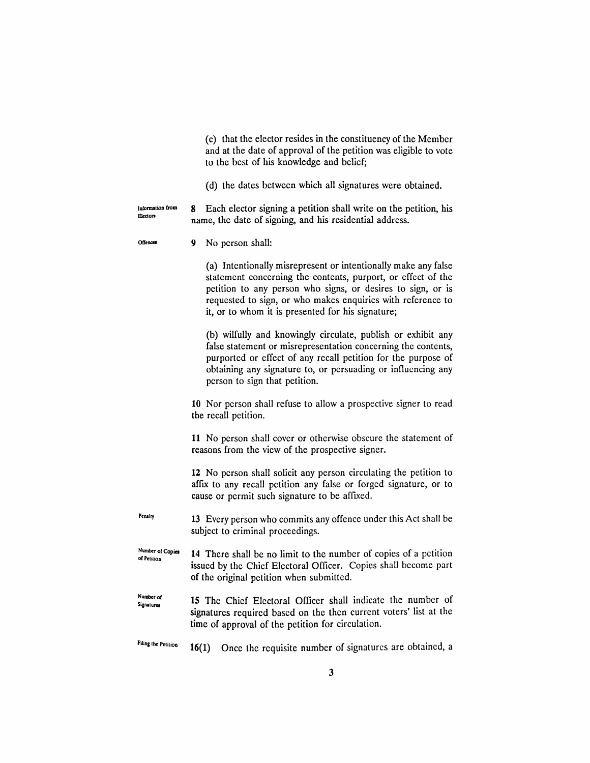(c) that the elector resides in the constituency of the Member and at the date of approval of the petition was eligible to vote to the best of his knowledge and belief;

(d) the dates between which all signatures were obtained.

Information from Electors

**8** Each elector signing a petition shall write on the petition, his name, the date of signing, and his residential address.

Offences

**9** No person shall:

(a) Intentionally misrepresent or intentionally make any false statement concerning the contents, purport, or effect of the petition to any person who signs, or desires to sign, or is requested to sign, or who makes enquiries with reference to it, or to whom it is presented for his signature;

(b) wilfully and knowingly circulate, publish or exhibit any false statement or misrepresentation concerning the contents, purported or effect of any recall petition for the purpose of obtaining any signature to, or persuading or influencing any person to sign that petition.

**10** Nor person shall refuse to allow a prospective signer to read the recall petition.

**11** No person shall cover or otherwise obscure the statement of reasons from the view of the prospective signer.

**12** No person shall solicit any person circulating the petition to affix to any recall petition any false or forged signature, or to cause or permit such signature to be affixed.

Penalty

**13** Every person who commits any offence under this Act shall be subject to criminal proceedings.

Number of Copies of Petition

**14** There shall be no limit to the number of copies of a petition issued by the Chief Electoral Officer. Copies shall become part of the original petition when submitted.

Number of Signatures

**15** The Chief Electoral Officer shall indicate the number of signatures required based on the then current voters' list at the time of approval of the petition for circulation.

Filing the Petition

**16(1)** Once the requisite number of signatures are obtained, a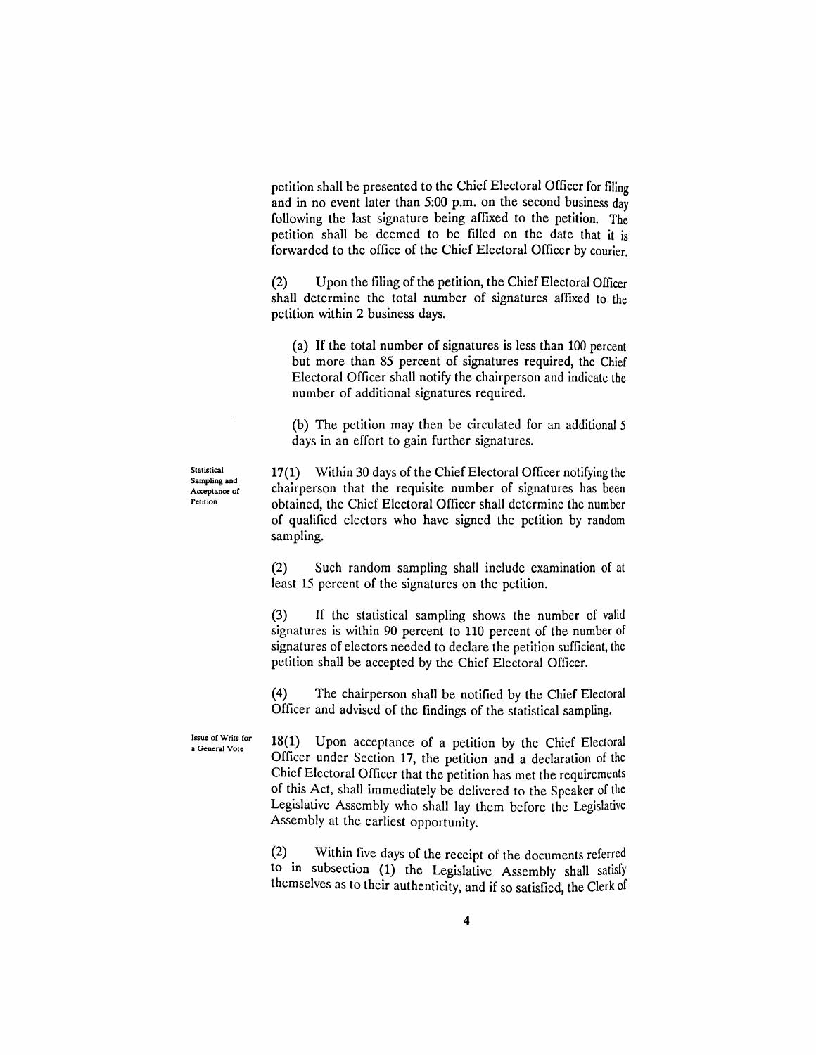petition shall be presented to the Chief Electoral Officer for filing and in no event later than 5:00 p.m. on the second business day following the last signature being affixed to the petition. The petition shall be deemed to be filled on the date that it is forwarded to the office of the Chief Electoral Officer by courier.

(2) Upon the filing of the petition, the Chief Electoral Officer shall determine the total number of signatures affixed to the petition within 2 business days.

(a) If the total number of signatures is less than 100 percent but more than 85 percent of signatures required, the Chief Electoral Officer shall notify the chairperson and indicate the number of additional signatures required.

(b) The petition may then be circulated for an additional 5 days in an effort to gain further signatures.

**Statistical Sampling and Acceptance of Petition**

17(1) Within 30 days of the Chief Electoral Officer notifying the chairperson that the requisite number of signatures has been obtained, the Chief Electoral Officer shall determine the number of qualified electors who have signed the petition by random sampling.

(2) Such random sampling shall include examination of at least 15 percent of the signatures on the petition.

(3) If the statistical sampling shows the number of valid signatures is within 90 percent to 110 percent of the number of signatures of electors needed to declare the petition sufficient, the petition shall be accepted by the Chief Electoral Officer.

(4) The chairperson shall be notified by the Chief Electoral Officer and advised of the findings of the statistical sampling.

**Issue of Writs for a General Vote**

18(1) Upon acceptance of a petition by the Chief Electoral Officer under Section 17, the petition and a declaration of the Chief Electoral Officer that the petition has met the requirements of this Act, shall immediately be delivered to the Speaker of the Legislative Assembly who shall lay them before the Legislative Assembly at the earliest opportunity.

(2) Within five days of the receipt of the documents referred to in subsection (1) the Legislative Assembly shall satisfy themselves as to their authenticity, and if so satisfied, the Clerk of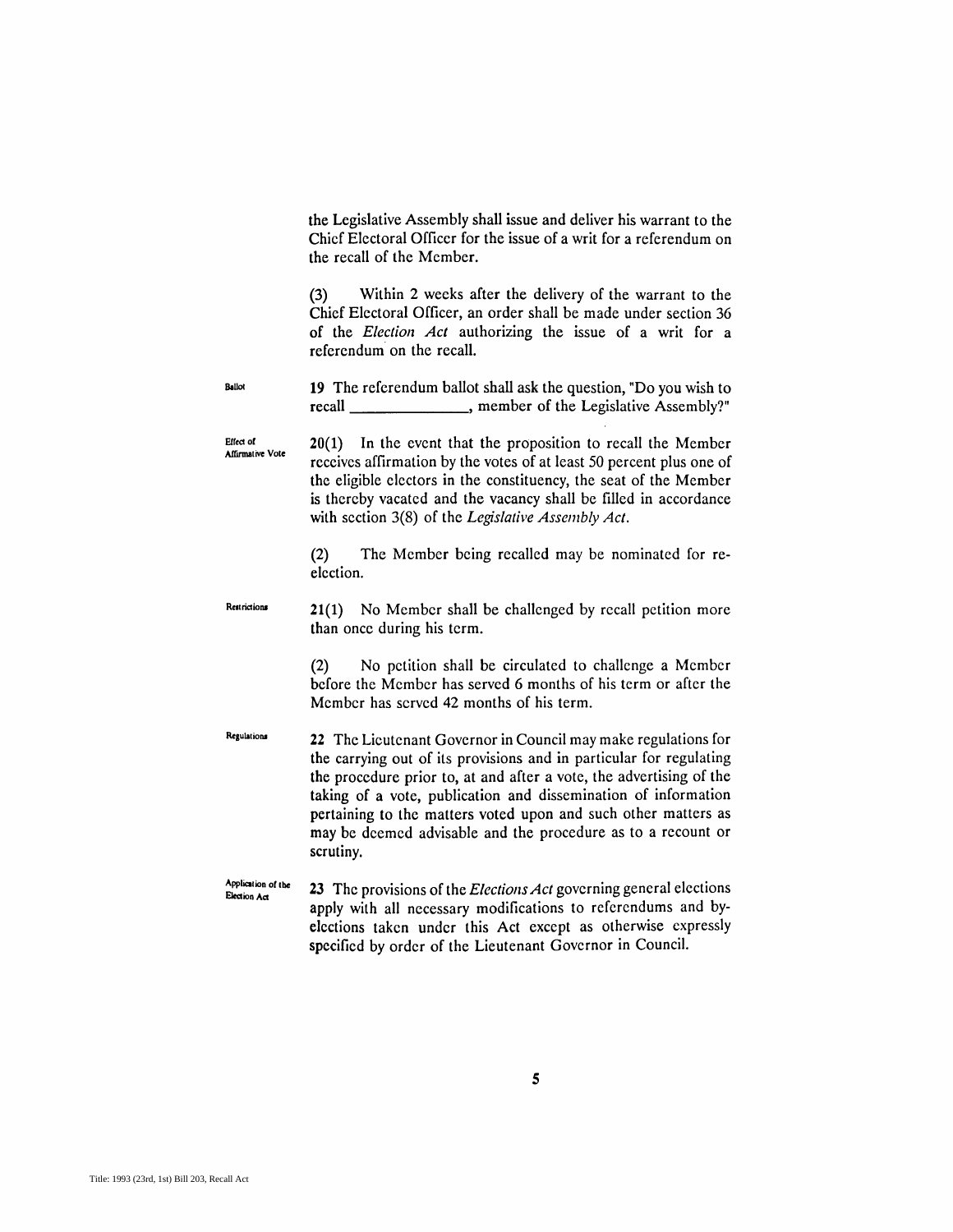the Legislative Assembly shall issue and deliver his warrant to the Chief Electoral Officer for the issue of a writ for a referendum on the recall of the Member.

(3) Within 2 weeks after the delivery of the warrant to the Chief Electoral Officer, an order shall be made under section 36 of the *Election Act* authorizing the issue of a writ for a referendum on the recall.

Ballot

**19** The referendum ballot shall ask the question, "Do you wish to recall _______________, member of the Legislative Assembly?"

Effect of Affirmative Vote

**20**(1) In the event that the proposition to recall the Member receives affirmation by the votes of at least 50 percent plus one of the eligible electors in the constituency, the seat of the Member is thereby vacated and the vacancy shall be filled in accordance with section 3(8) of the *Legislative Assembly Act*.

(2) The Member being recalled may be nominated for re-election.

Restrictions

**21**(1) No Member shall be challenged by recall petition more than once during his term.

(2) No petition shall be circulated to challenge a Member before the Member has served 6 months of his term or after the Member has served 42 months of his term.

Regulations

**22** The Lieutenant Governor in Council may make regulations for the carrying out of its provisions and in particular for regulating the procedure prior to, at and after a vote, the advertising of the taking of a vote, publication and dissemination of information pertaining to the matters voted upon and such other matters as may be deemed advisable and the procedure as to a recount or scrutiny.

Application of the Election Act

**23** The provisions of the *Elections Act* governing general elections apply with all necessary modifications to referendums and by-elections taken under this Act except as otherwise expressly specified by order of the Lieutenant Governor in Council.